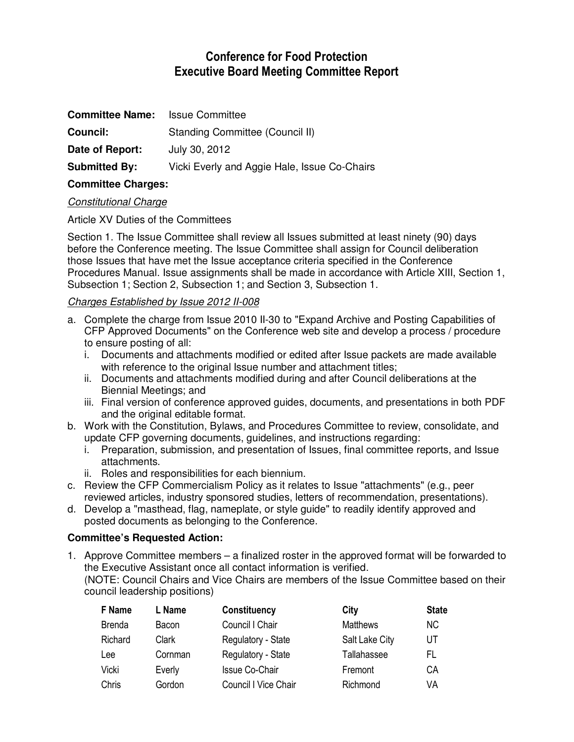# Conference for Food Protection
# Executive Board Meeting Committee Report

**Committee Name:** Issue Committee

**Council:** Standing Committee (Council II)

**Date of Report:** July 30, 2012

**Submitted By:** Vicki Everly and Aggie Hale, Issue Co-Chairs

**Committee Charges:**

*Constitutional Charge*

Article XV Duties of the Committees

Section 1. The Issue Committee shall review all Issues submitted at least ninety (90) days before the Conference meeting. The Issue Committee shall assign for Council deliberation those Issues that have met the Issue acceptance criteria specified in the Conference Procedures Manual. Issue assignments shall be made in accordance with Article XIII, Section 1, Subsection 1; Section 2, Subsection 1; and Section 3, Subsection 1.

*Charges Established by Issue 2012 II-008*

a. Complete the charge from Issue 2010 II-30 to "Expand Archive and Posting Capabilities of CFP Approved Documents" on the Conference web site and develop a process / procedure to ensure posting of all:
   i. Documents and attachments modified or edited after Issue packets are made available with reference to the original Issue number and attachment titles;
   ii. Documents and attachments modified during and after Council deliberations at the Biennial Meetings; and
   iii. Final version of conference approved guides, documents, and presentations in both PDF and the original editable format.
b. Work with the Constitution, Bylaws, and Procedures Committee to review, consolidate, and update CFP governing documents, guidelines, and instructions regarding:
   i. Preparation, submission, and presentation of Issues, final committee reports, and Issue attachments.
   ii. Roles and responsibilities for each biennium.
c. Review the CFP Commercialism Policy as it relates to Issue "attachments" (e.g., peer reviewed articles, industry sponsored studies, letters of recommendation, presentations).
d. Develop a "masthead, flag, nameplate, or style guide" to readily identify approved and posted documents as belonging to the Conference.

**Committee's Requested Action:**

1. Approve Committee members – a finalized roster in the approved format will be forwarded to the Executive Assistant once all contact information is verified.
   (NOTE: Council Chairs and Vice Chairs are members of the Issue Committee based on their council leadership positions)

| F Name | L Name | Constituency | City | State |
|---|---|---|---|---|
| Brenda | Bacon | Council I Chair | Matthews | NC |
| Richard | Clark | Regulatory - State | Salt Lake City | UT |
| Lee | Cornman | Regulatory - State | Tallahassee | FL |
| Vicki | Everly | Issue Co-Chair | Fremont | CA |
| Chris | Gordon | Council I Vice Chair | Richmond | VA |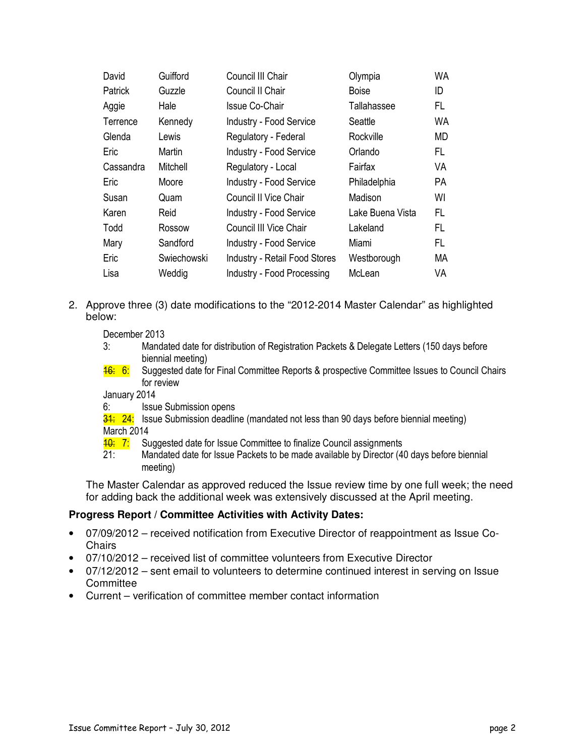| | | | | |
|---|---|---|---|---|
| David | Guifford | Council III Chair | Olympia | WA |
| Patrick | Guzzle | Council II Chair | Boise | ID |
| Aggie | Hale | Issue Co-Chair | Tallahassee | FL |
| Terrence | Kennedy | Industry - Food Service | Seattle | WA |
| Glenda | Lewis | Regulatory - Federal | Rockville | MD |
| Eric | Martin | Industry - Food Service | Orlando | FL |
| Cassandra | Mitchell | Regulatory - Local | Fairfax | VA |
| Eric | Moore | Industry - Food Service | Philadelphia | PA |
| Susan | Quam | Council II Vice Chair | Madison | WI |
| Karen | Reid | Industry - Food Service | Lake Buena Vista | FL |
| Todd | Rossow | Council III Vice Chair | Lakeland | FL |
| Mary | Sandford | Industry - Food Service | Miami | FL |
| Eric | Swiechowski | Industry - Retail Food Stores | Westborough | MA |
| Lisa | Weddig | Industry - Food Processing | McLean | VA |

2. Approve three (3) date modifications to the "2012-2014 Master Calendar" as highlighted below:

   December 2013
   - 3: Mandated date for distribution of Registration Packets & Delegate Letters (150 days before biennial meeting)
   - ~~16:~~ 6: Suggested date for Final Committee Reports & prospective Committee Issues to Council Chairs for review

   January 2014
   - 6: Issue Submission opens
   - ~~31:~~ 24: Issue Submission deadline (mandated not less than 90 days before biennial meeting)

   March 2014
   - ~~10:~~ 7: Suggested date for Issue Committee to finalize Council assignments
   - 21: Mandated date for Issue Packets to be made available by Director (40 days before biennial meeting)

   The Master Calendar as approved reduced the Issue review time by one full week; the need for adding back the additional week was extensively discussed at the April meeting.

**Progress Report / Committee Activities with Activity Dates:**

- 07/09/2012 – received notification from Executive Director of reappointment as Issue Co-Chairs
- 07/10/2012 – received list of committee volunteers from Executive Director
- 07/12/2012 – sent email to volunteers to determine continued interest in serving on Issue Committee
- Current – verification of committee member contact information